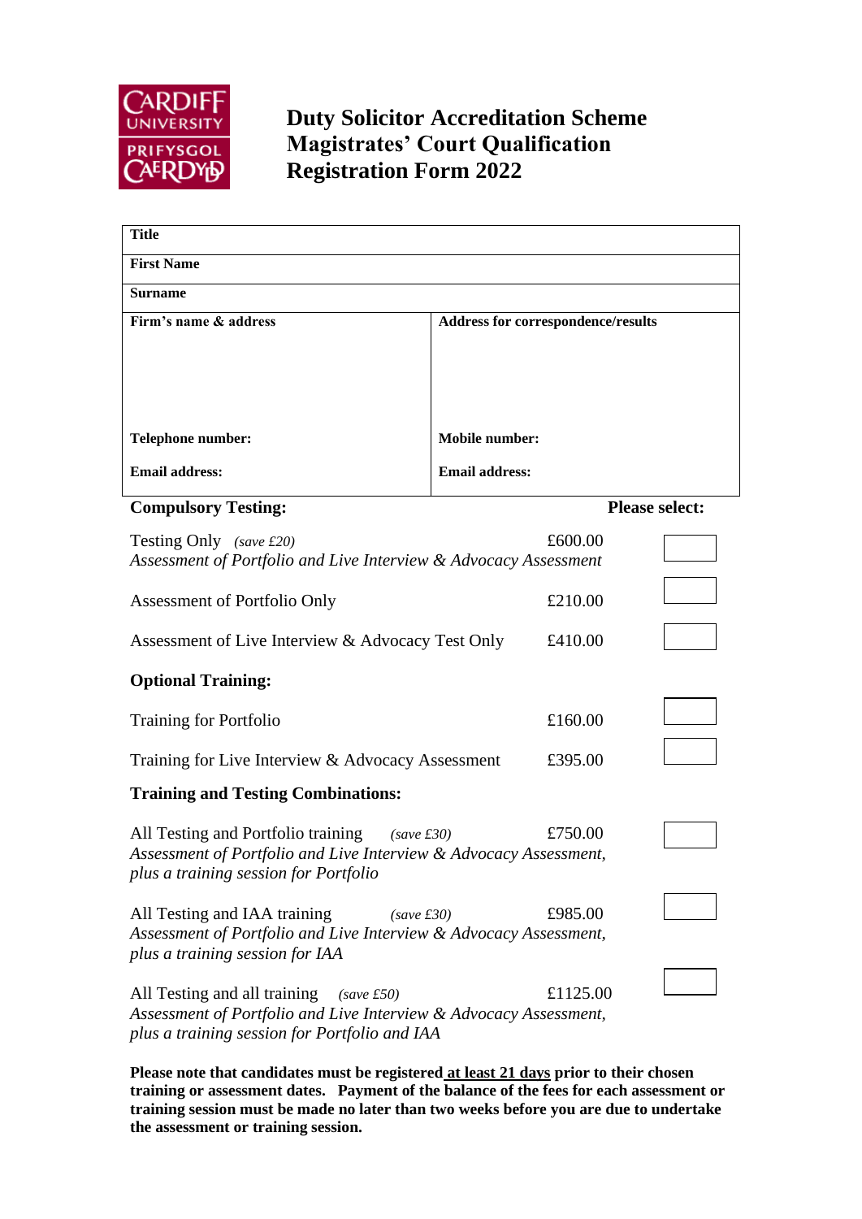CARDIFF UNIVERSITY
PRIFYSGOL CAERDYꝽ

# Duty Solicitor Accreditation Scheme
# Magistrates' Court Qualification
# Registration Form 2022

| **Title** | |
|---|---|
| **First Name** | |
| **Surname** | |
| **Firm's name & address** | **Address for correspondence/results** |
| **Telephone number:** | **Mobile number:** |
| **Email address:** | **Email address:** |

**Compulsory Testing:** **Please select:**

| | | |
|---|---|---|
| Testing Only *(save £20)*<br>*Assessment of Portfolio and Live Interview & Advocacy Assessment* | £600.00 | ☐ |
| Assessment of Portfolio Only | £210.00 | ☐ |
| Assessment of Live Interview & Advocacy Test Only | £410.00 | ☐ |

**Optional Training:**

| | | |
|---|---|---|
| Training for Portfolio | £160.00 | ☐ |
| Training for Live Interview & Advocacy Assessment | £395.00 | ☐ |

**Training and Testing Combinations:**

| | | |
|---|---|---|
| All Testing and Portfolio training *(save £30)*<br>*Assessment of Portfolio and Live Interview & Advocacy Assessment, plus a training session for Portfolio* | £750.00 | ☐ |
| All Testing and IAA training *(save £30)*<br>*Assessment of Portfolio and Live Interview & Advocacy Assessment, plus a training session for IAA* | £985.00 | ☐ |
| All Testing and all training *(save £50)*<br>*Assessment of Portfolio and Live Interview & Advocacy Assessment, plus a training session for Portfolio and IAA* | £1125.00 | ☐ |

**Please note that candidates must be registered at least 21 days prior to their chosen training or assessment dates. Payment of the balance of the fees for each assessment or training session must be made no later than two weeks before you are due to undertake the assessment or training session.**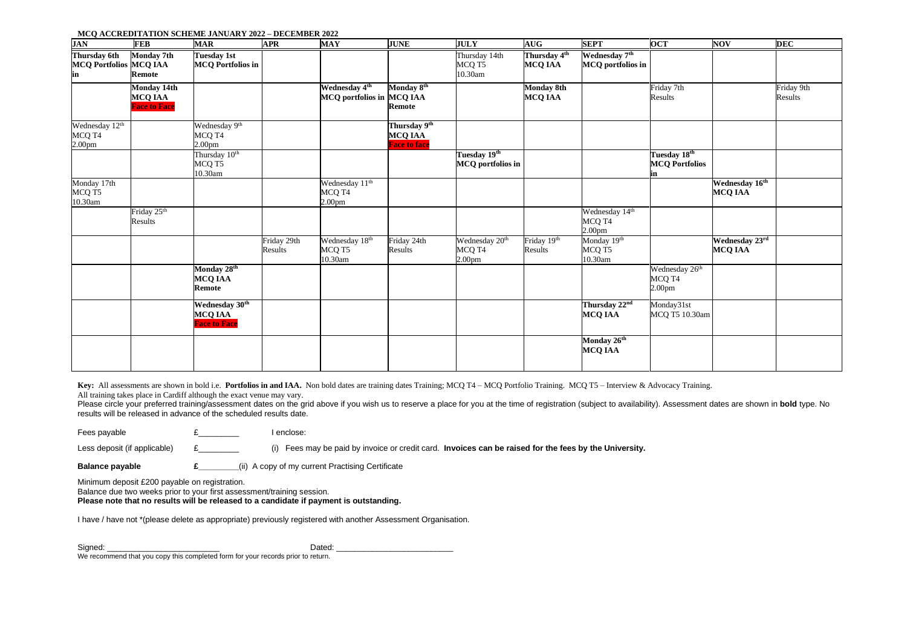**MCQ ACCREDITATION SCHEME JANUARY 2022 – DECEMBER 2022**

| JAN | FEB | MAR | APR | MAY | JUNE | JULY | AUG | SEPT | OCT | NOV | DEC |
|---|---|---|---|---|---|---|---|---|---|---|---|
| **Thursday 6th MCQ Portfolios in** | **Monday 7th MCQ IAA Remote** | **Tuesday 1st MCQ Portfolios in** | | | | Thursday 14th MCQ T5 10.30am | **Thursday 4th MCQ IAA** | **Wednesday 7th MCQ portfolios in** | | | |
| | **Monday 14th MCQ IAA Face to Face** | | | **Wednesday 4th MCQ portfolios in** | **Monday 8th MCQ IAA Remote** | | **Monday 8th MCQ IAA** | | Friday 7th Results | | Friday 9th Results |
| Wednesday 12th MCQ T4 2.00pm | | Wednesday 9th MCQ T4 2.00pm | | | **Thursday 9th MCQ IAA Face to face** | | | | | | |
| | | Thursday 10th MCQ T5 10.30am | | | | **Tuesday 19th MCQ portfolios in** | | | **Tuesday 18th MCQ Portfolios in** | | |
| Monday 17th MCQ T5 10.30am | | | | Wednesday 11th MCQ T4 2.00pm | | | | | | **Wednesday 16th MCQ IAA** | |
| | Friday 25th Results | | | | | | | Wednesday 14th MCQ T4 2.00pm | | | |
| | | | Friday 29th Results | Wednesday 18th MCQ T5 10.30am | Friday 24th Results | Wednesday 20th MCQ T4 2.00pm | Friday 19th Results | Monday 19th MCQ T5 10.30am | | **Wednesday 23rd MCQ IAA** | |
| | | **Monday 28th MCQ IAA Remote** | | | | | | | Wednesday 26th MCQ T4 2.00pm | | |
| | | **Wednesday 30th MCQ IAA Face to Face** | | | | | | **Thursday 22nd MCQ IAA** | Monday31st MCQ T5 10.30am | | |
| | | | | | | | | **Monday 26th MCQ IAA** | | | |

**Key:** All assessments are shown in bold i.e. **Portfolios in and IAA.** Non bold dates are training dates Training; MCQ T4 – MCQ Portfolio Training. MCQ T5 – Interview & Advocacy Training.
All training takes place in Cardiff although the exact venue may vary.

Please circle your preferred training/assessment dates on the grid above if you wish us to reserve a place for you at the time of registration (subject to availability). Assessment dates are shown in **bold** type. No results will be released in advance of the scheduled results date.

Fees payable £_________ I enclose:

Less deposit (if applicable) £_________ (i) Fees may be paid by invoice or credit card. **Invoices can be raised for the fees by the University.**

**Balance payable** **£**_________ (ii) A copy of my current Practising Certificate

Minimum deposit £200 payable on registration.
Balance due two weeks prior to your first assessment/training session.
**Please note that no results will be released to a candidate if payment is outstanding.**

I have / have not *(please delete as appropriate) previously registered with another Assessment Organisation.

Signed: _________________________ Dated: _________________________

We recommend that you copy this completed form for your records prior to return.